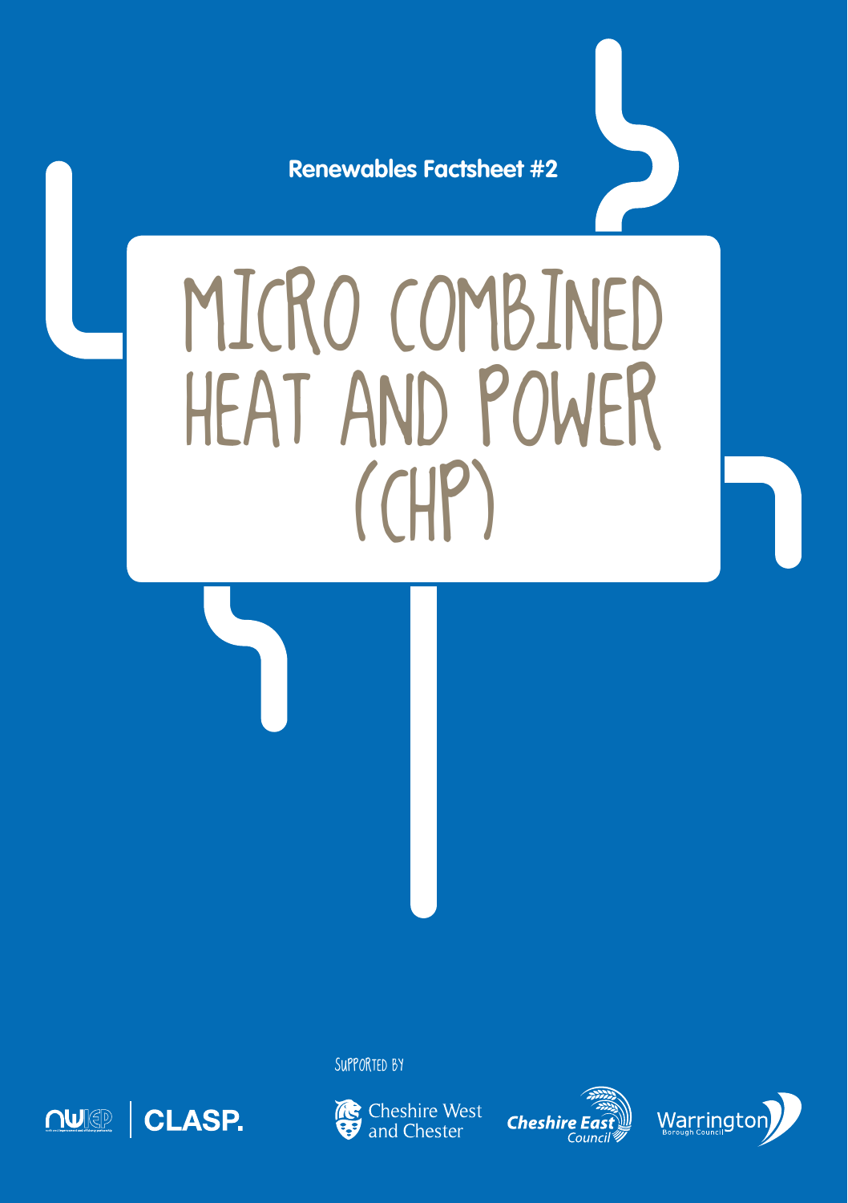Renewables Factsheet #2

# MICRO COMBINED HEAT AND POWER (CHP)

SUPPORTED BY

NWIEP | CLASP.

Cheshire West and Chester

Cheshire East Council

Warrington Borough Council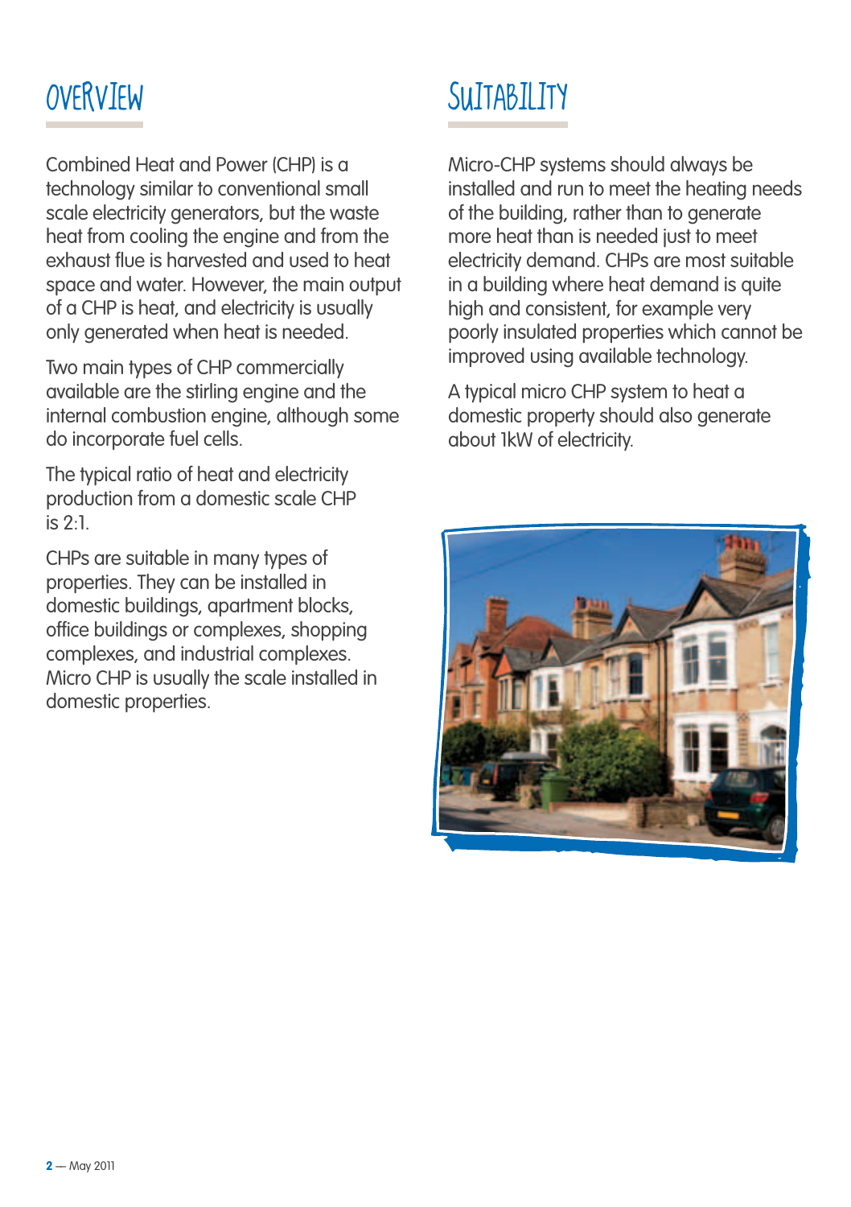## Overview

Combined Heat and Power (CHP) is a technology similar to conventional small scale electricity generators, but the waste heat from cooling the engine and from the exhaust flue is harvested and used to heat space and water. However, the main output of a CHP is heat, and electricity is usually only generated when heat is needed.

Two main types of CHP commercially available are the stirling engine and the internal combustion engine, although some do incorporate fuel cells.

The typical ratio of heat and electricity production from a domestic scale CHP is 2:1.

CHPs are suitable in many types of properties. They can be installed in domestic buildings, apartment blocks, office buildings or complexes, shopping complexes, and industrial complexes. Micro CHP is usually the scale installed in domestic properties.

## Suitability

Micro-CHP systems should always be installed and run to meet the heating needs of the building, rather than to generate more heat than is needed just to meet electricity demand. CHPs are most suitable in a building where heat demand is quite high and consistent, for example very poorly insulated properties which cannot be improved using available technology.

A typical micro CHP system to heat a domestic property should also generate about 1kW of electricity.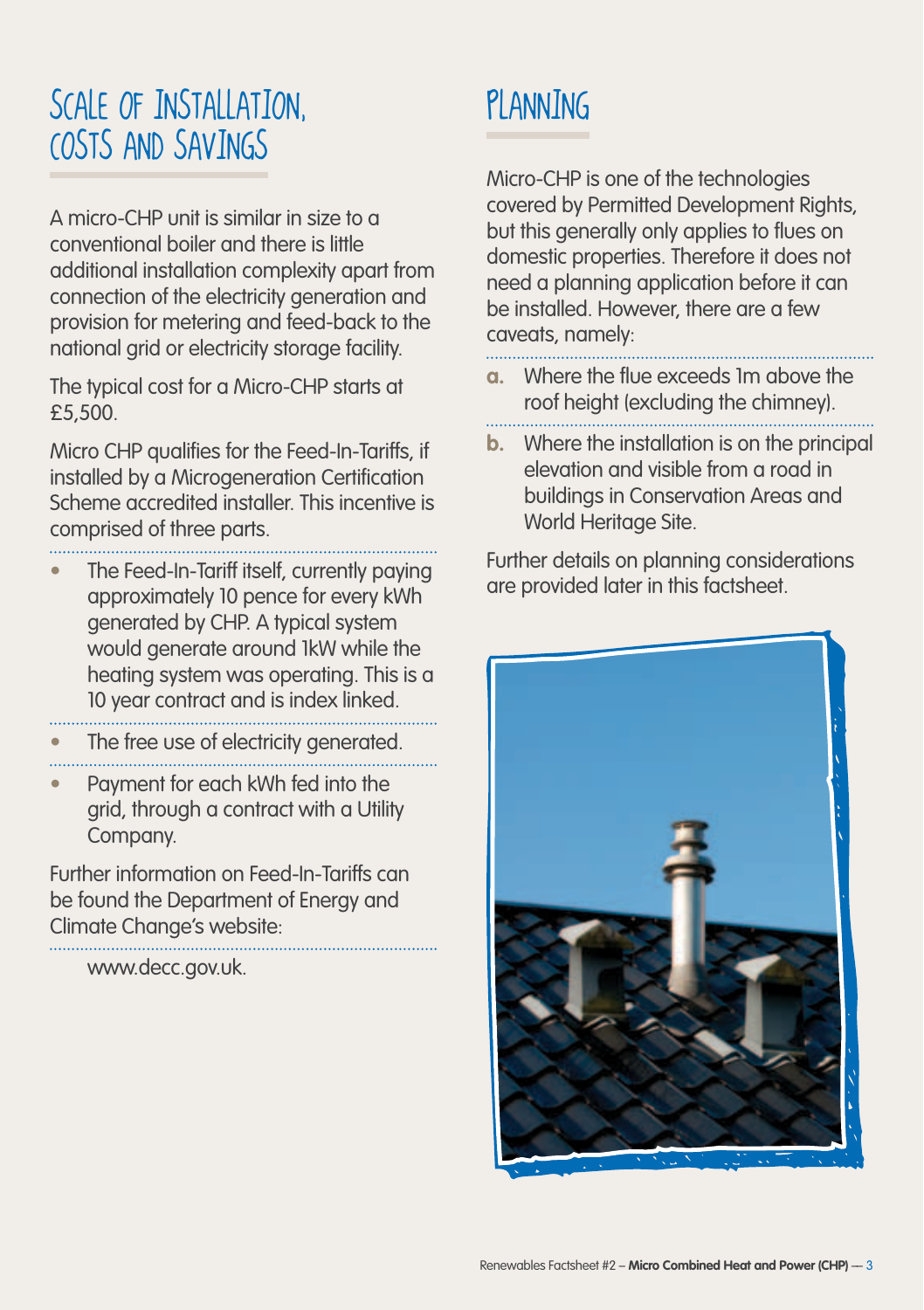## Scale of Installation, costs and Savings

A micro-CHP unit is similar in size to a conventional boiler and there is little additional installation complexity apart from connection of the electricity generation and provision for metering and feed-back to the national grid or electricity storage facility.

The typical cost for a Micro-CHP starts at £5,500.

Micro CHP qualifies for the Feed-In-Tariffs, if installed by a Microgeneration Certification Scheme accredited installer. This incentive is comprised of three parts.

- The Feed-In-Tariff itself, currently paying approximately 10 pence for every kWh generated by CHP. A typical system would generate around 1kW while the heating system was operating. This is a 10 year contract and is index linked.
- The free use of electricity generated.
- Payment for each kWh fed into the grid, through a contract with a Utility Company.

Further information on Feed-In-Tariffs can be found the Department of Energy and Climate Change's website:

www.decc.gov.uk.

## Planning

Micro-CHP is one of the technologies covered by Permitted Development Rights, but this generally only applies to flues on domestic properties. Therefore it does not need a planning application before it can be installed. However, there are a few caveats, namely:

a. Where the flue exceeds 1m above the roof height (excluding the chimney).

b. Where the installation is on the principal elevation and visible from a road in buildings in Conservation Areas and World Heritage Site.

Further details on planning considerations are provided later in this factsheet.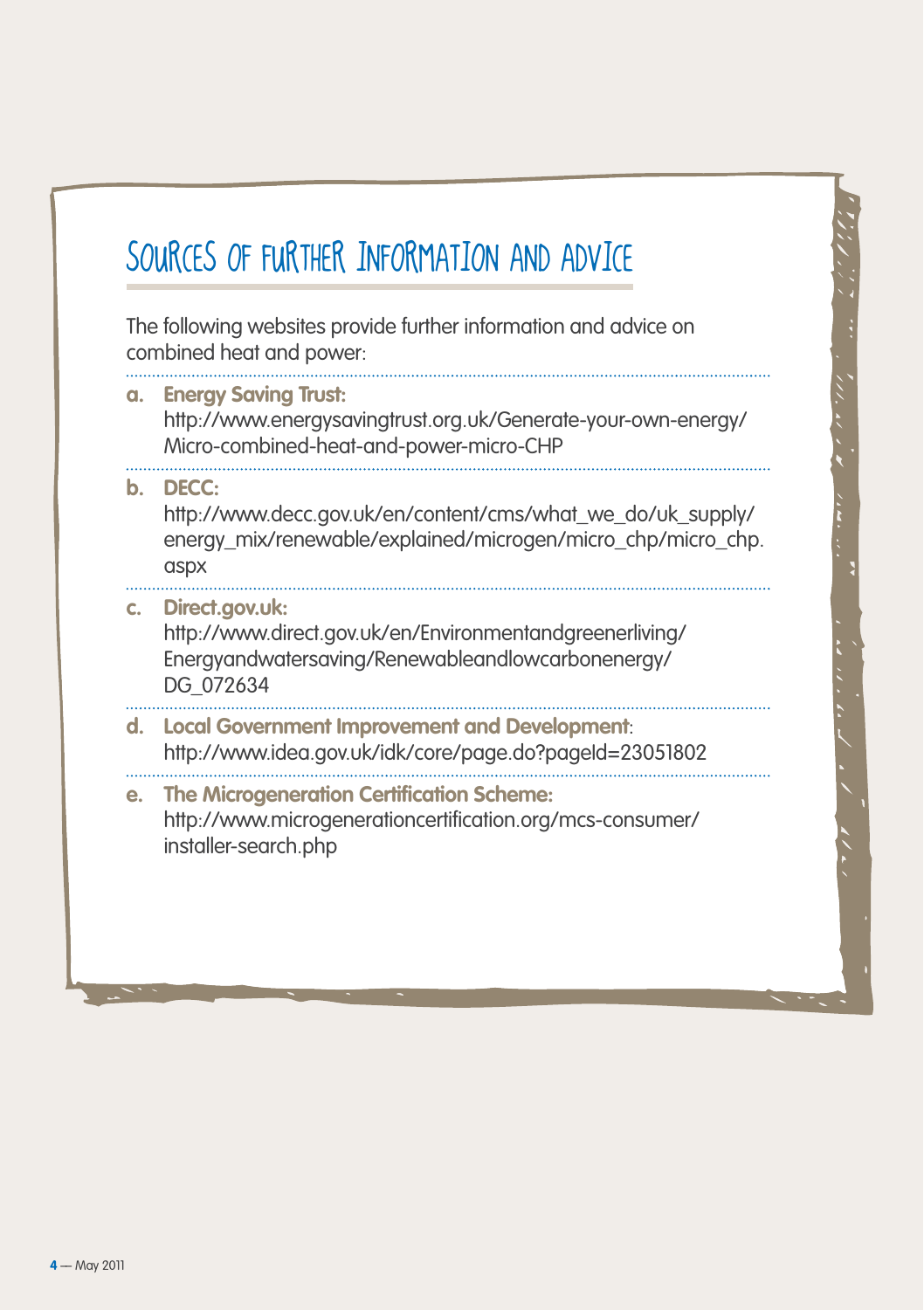## Sources of further information and advice

The following websites provide further information and advice on combined heat and power:

a. **Energy Saving Trust:**
http://www.energysavingtrust.org.uk/Generate-your-own-energy/Micro-combined-heat-and-power-micro-CHP

b. **DECC:**
http://www.decc.gov.uk/en/content/cms/what_we_do/uk_supply/energy_mix/renewable/explained/microgen/micro_chp/micro_chp.aspx

c. **Direct.gov.uk:**
http://www.direct.gov.uk/en/Environmentandgreenerliving/Energyandwatersaving/Renewableandlowcarbonenergy/DG_072634

d. **Local Government Improvement and Development**:
http://www.idea.gov.uk/idk/core/page.do?pageId=23051802

e. **The Microgeneration Certification Scheme:**
http://www.microgenerationcertification.org/mcs-consumer/installer-search.php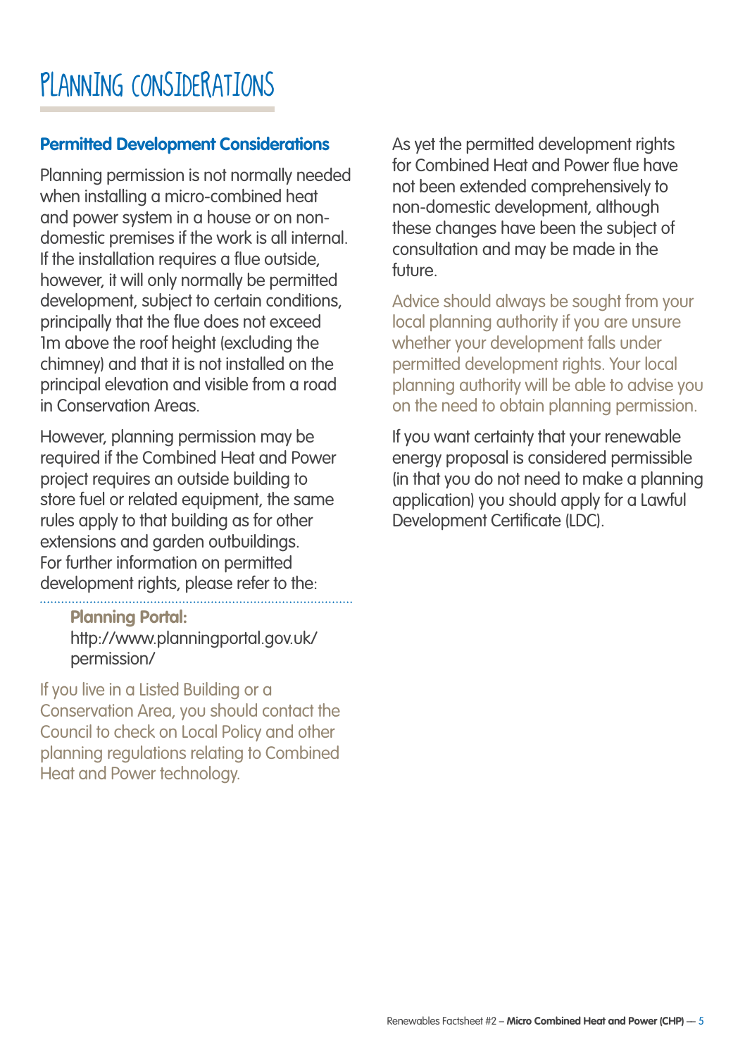# PLANNING CONSIDERATIONS

### Permitted Development Considerations

Planning permission is not normally needed when installing a micro-combined heat and power system in a house or on non-domestic premises if the work is all internal. If the installation requires a flue outside, however, it will only normally be permitted development, subject to certain conditions, principally that the flue does not exceed 1m above the roof height (excluding the chimney) and that it is not installed on the principal elevation and visible from a road in Conservation Areas.

However, planning permission may be required if the Combined Heat and Power project requires an outside building to store fuel or related equipment, the same rules apply to that building as for other extensions and garden outbuildings. For further information on permitted development rights, please refer to the:

**Planning Portal:**
http://www.planningportal.gov.uk/permission/

If you live in a Listed Building or a Conservation Area, you should contact the Council to check on Local Policy and other planning regulations relating to Combined Heat and Power technology.

As yet the permitted development rights for Combined Heat and Power flue have not been extended comprehensively to non-domestic development, although these changes have been the subject of consultation and may be made in the future.

Advice should always be sought from your local planning authority if you are unsure whether your development falls under permitted development rights. Your local planning authority will be able to advise you on the need to obtain planning permission.

If you want certainty that your renewable energy proposal is considered permissible (in that you do not need to make a planning application) you should apply for a Lawful Development Certificate (LDC).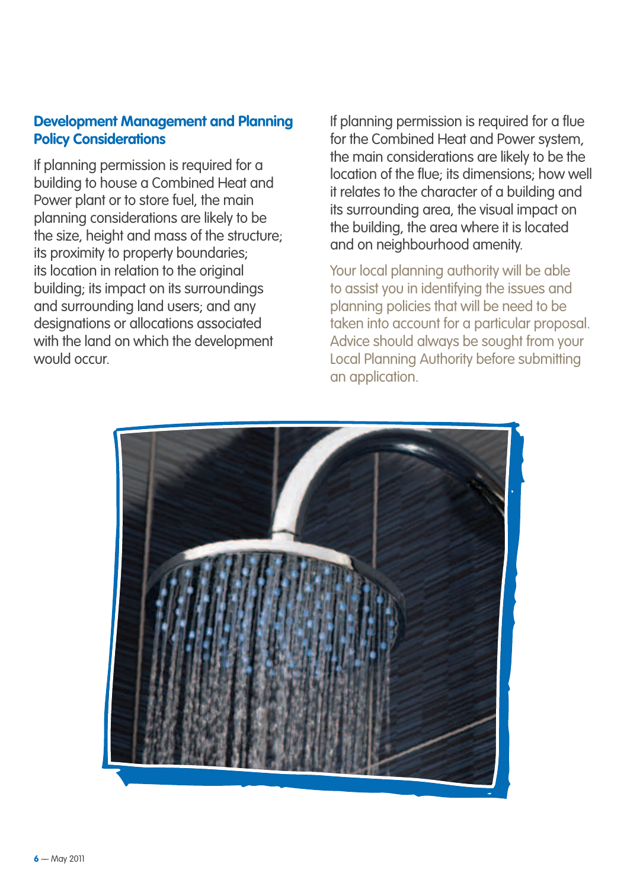## Development Management and Planning Policy Considerations

If planning permission is required for a building to house a Combined Heat and Power plant or to store fuel, the main planning considerations are likely to be the size, height and mass of the structure; its proximity to property boundaries; its location in relation to the original building; its impact on its surroundings and surrounding land users; and any designations or allocations associated with the land on which the development would occur.

If planning permission is required for a flue for the Combined Heat and Power system, the main considerations are likely to be the location of the flue; its dimensions; how well it relates to the character of a building and its surrounding area, the visual impact on the building, the area where it is located and on neighbourhood amenity.

Your local planning authority will be able to assist you in identifying the issues and planning policies that will be need to be taken into account for a particular proposal. Advice should always be sought from your Local Planning Authority before submitting an application.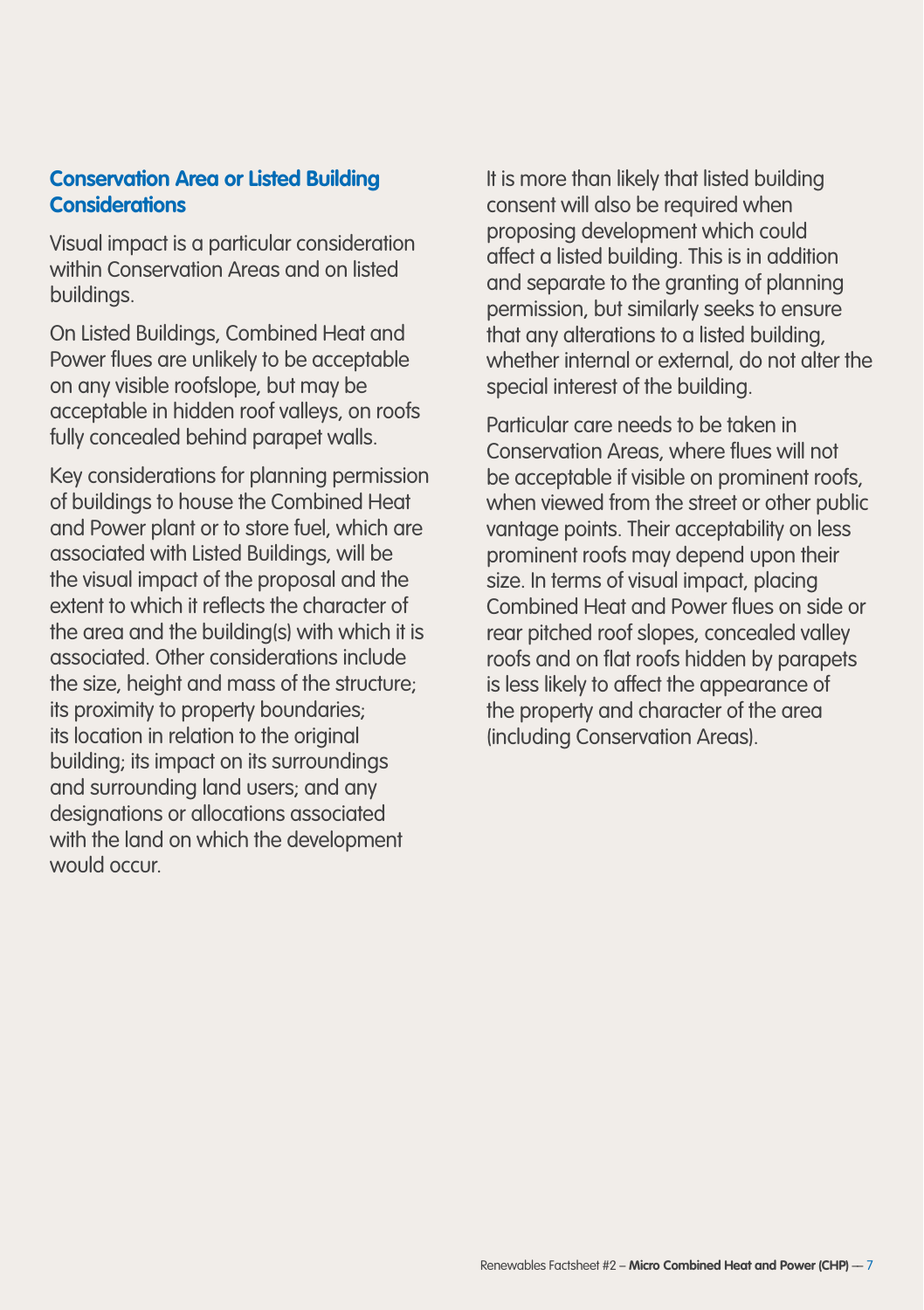## Conservation Area or Listed Building Considerations

Visual impact is a particular consideration within Conservation Areas and on listed buildings.

On Listed Buildings, Combined Heat and Power flues are unlikely to be acceptable on any visible roofslope, but may be acceptable in hidden roof valleys, on roofs fully concealed behind parapet walls.

Key considerations for planning permission of buildings to house the Combined Heat and Power plant or to store fuel, which are associated with Listed Buildings, will be the visual impact of the proposal and the extent to which it reflects the character of the area and the building(s) with which it is associated. Other considerations include the size, height and mass of the structure; its proximity to property boundaries; its location in relation to the original building; its impact on its surroundings and surrounding land users; and any designations or allocations associated with the land on which the development would occur.

It is more than likely that listed building consent will also be required when proposing development which could affect a listed building. This is in addition and separate to the granting of planning permission, but similarly seeks to ensure that any alterations to a listed building, whether internal or external, do not alter the special interest of the building.

Particular care needs to be taken in Conservation Areas, where flues will not be acceptable if visible on prominent roofs, when viewed from the street or other public vantage points. Their acceptability on less prominent roofs may depend upon their size. In terms of visual impact, placing Combined Heat and Power flues on side or rear pitched roof slopes, concealed valley roofs and on flat roofs hidden by parapets is less likely to affect the appearance of the property and character of the area (including Conservation Areas).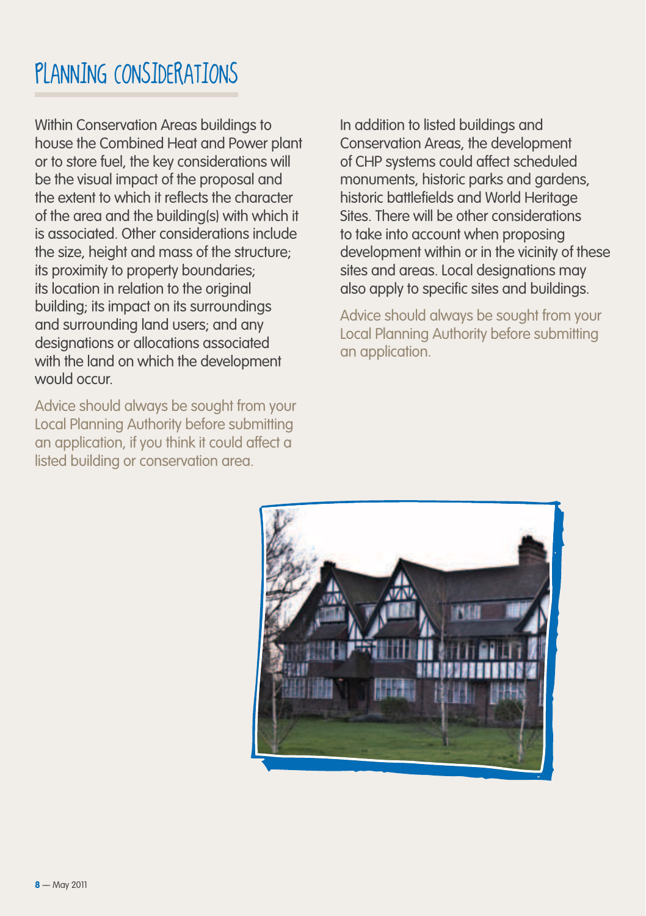# PLANNING CONSIDERATIONS

Within Conservation Areas buildings to house the Combined Heat and Power plant or to store fuel, the key considerations will be the visual impact of the proposal and the extent to which it reflects the character of the area and the building(s) with which it is associated. Other considerations include the size, height and mass of the structure; its proximity to property boundaries; its location in relation to the original building; its impact on its surroundings and surrounding land users; and any designations or allocations associated with the land on which the development would occur.

Advice should always be sought from your Local Planning Authority before submitting an application, if you think it could affect a listed building or conservation area.

In addition to listed buildings and Conservation Areas, the development of CHP systems could affect scheduled monuments, historic parks and gardens, historic battlefields and World Heritage Sites. There will be other considerations to take into account when proposing development within or in the vicinity of these sites and areas. Local designations may also apply to specific sites and buildings.

Advice should always be sought from your Local Planning Authority before submitting an application.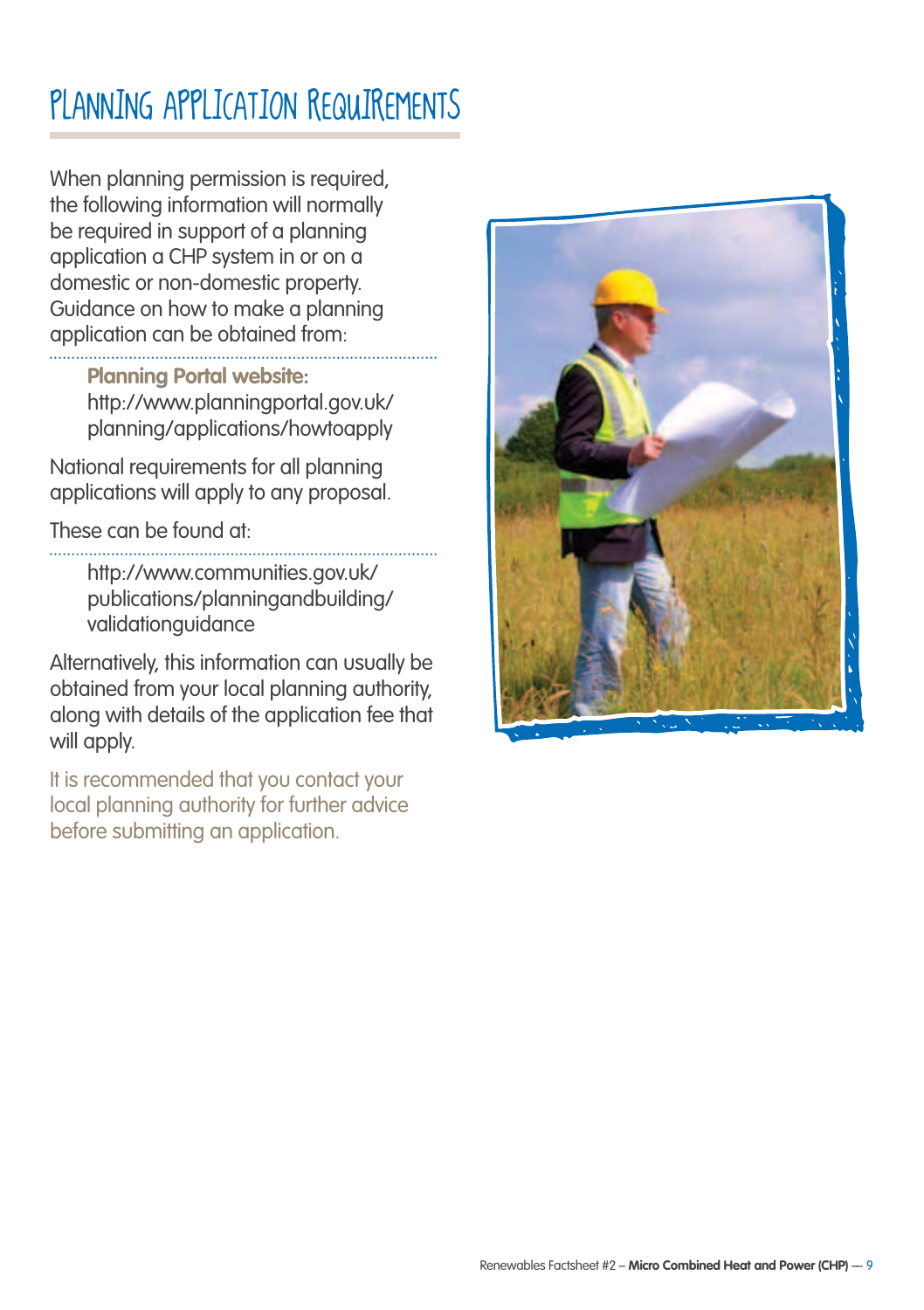# Planning Application Requirements

When planning permission is required, the following information will normally be required in support of a planning application a CHP system in or on a domestic or non-domestic property. Guidance on how to make a planning application can be obtained from:

**Planning Portal website:**
http://www.planningportal.gov.uk/planning/applications/howtoapply

National requirements for all planning applications will apply to any proposal.

These can be found at:

http://www.communities.gov.uk/publications/planningandbuilding/validationguidance

Alternatively, this information can usually be obtained from your local planning authority, along with details of the application fee that will apply.

It is recommended that you contact your local planning authority for further advice before submitting an application.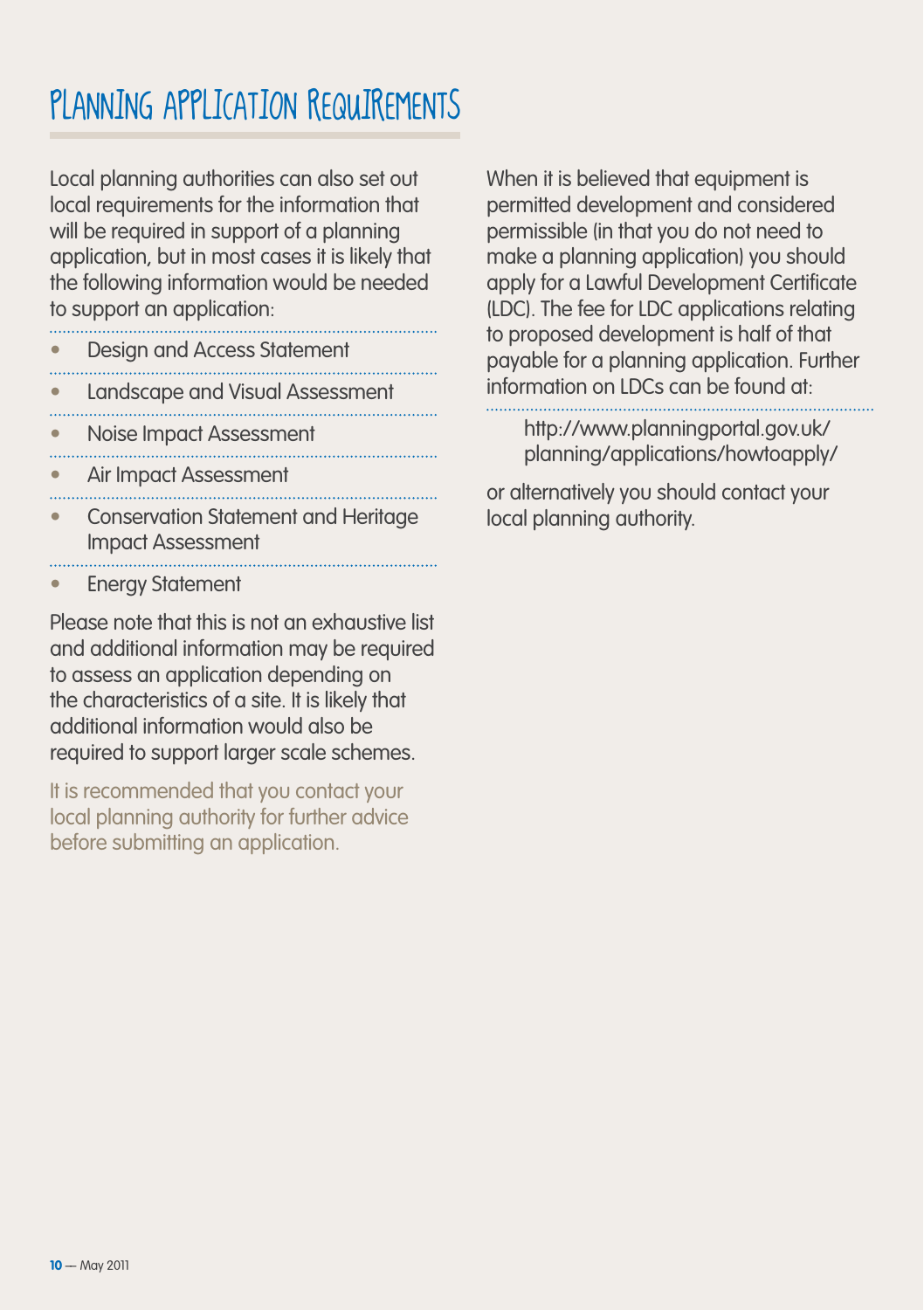# Planning Application Requirements

Local planning authorities can also set out local requirements for the information that will be required in support of a planning application, but in most cases it is likely that the following information would be needed to support an application:

- Design and Access Statement
- Landscape and Visual Assessment
- Noise Impact Assessment
- Air Impact Assessment
- Conservation Statement and Heritage Impact Assessment
- Energy Statement

Please note that this is not an exhaustive list and additional information may be required to assess an application depending on the characteristics of a site. It is likely that additional information would also be required to support larger scale schemes.

It is recommended that you contact your local planning authority for further advice before submitting an application.

When it is believed that equipment is permitted development and considered permissible (in that you do not need to make a planning application) you should apply for a Lawful Development Certificate (LDC). The fee for LDC applications relating to proposed development is half of that payable for a planning application. Further information on LDCs can be found at:

> http://www.planningportal.gov.uk/planning/applications/howtoapply/

or alternatively you should contact your local planning authority.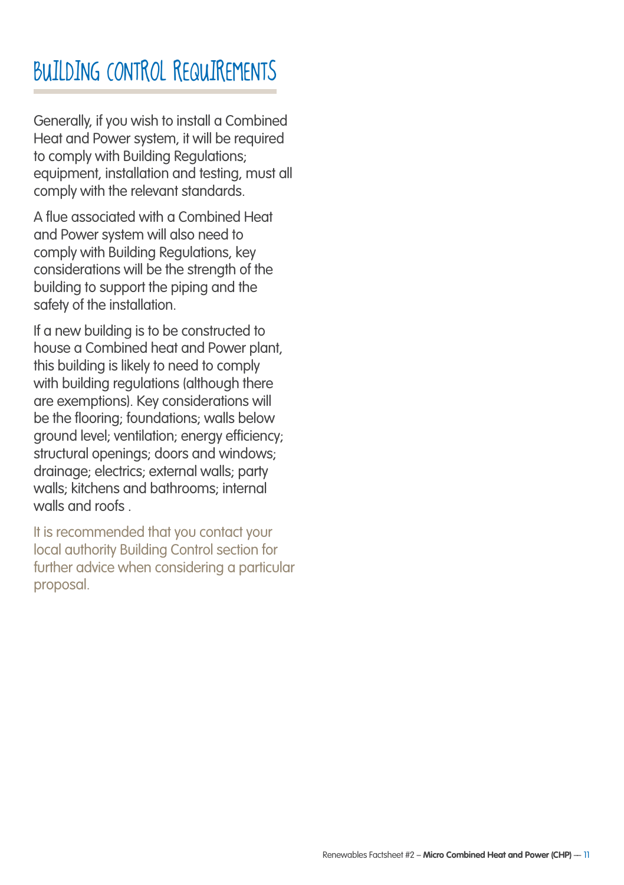# Building Control Requirements

Generally, if you wish to install a Combined Heat and Power system, it will be required to comply with Building Regulations; equipment, installation and testing, must all comply with the relevant standards.

A flue associated with a Combined Heat and Power system will also need to comply with Building Regulations, key considerations will be the strength of the building to support the piping and the safety of the installation.

If a new building is to be constructed to house a Combined heat and Power plant, this building is likely to need to comply with building regulations (although there are exemptions). Key considerations will be the flooring; foundations; walls below ground level; ventilation; energy efficiency; structural openings; doors and windows; drainage; electrics; external walls; party walls; kitchens and bathrooms; internal walls and roofs .

It is recommended that you contact your local authority Building Control section for further advice when considering a particular proposal.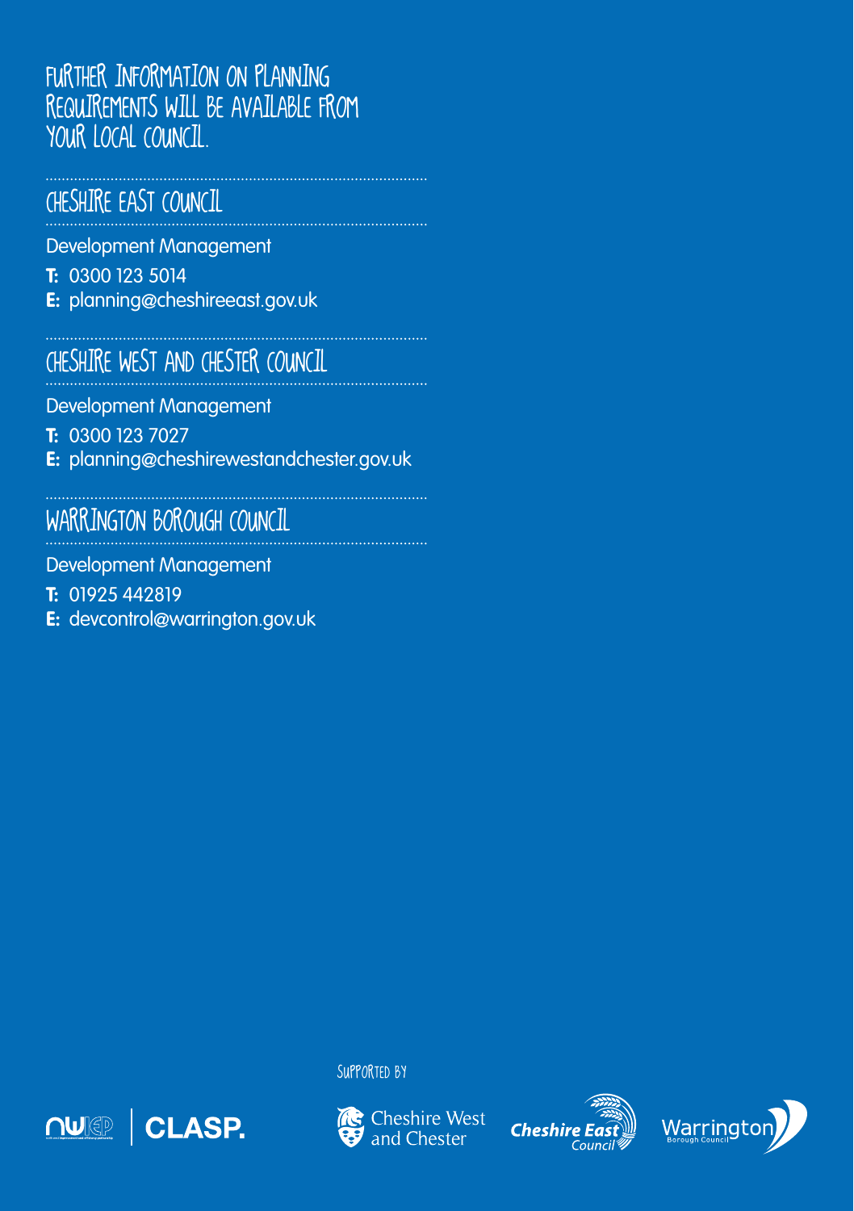# Further information on planning requirements will be available from your local council.

## Cheshire East Council

Development Management

**T:** 0300 123 5014

**E:** planning@cheshireeast.gov.uk

## Cheshire West and Chester Council

Development Management

**T:** 0300 123 7027

**E:** planning@cheshirewestandchester.gov.uk

## Warrington Borough Council

Development Management

**T:** 01925 442819

**E:** devcontrol@warrington.gov.uk

Supported by